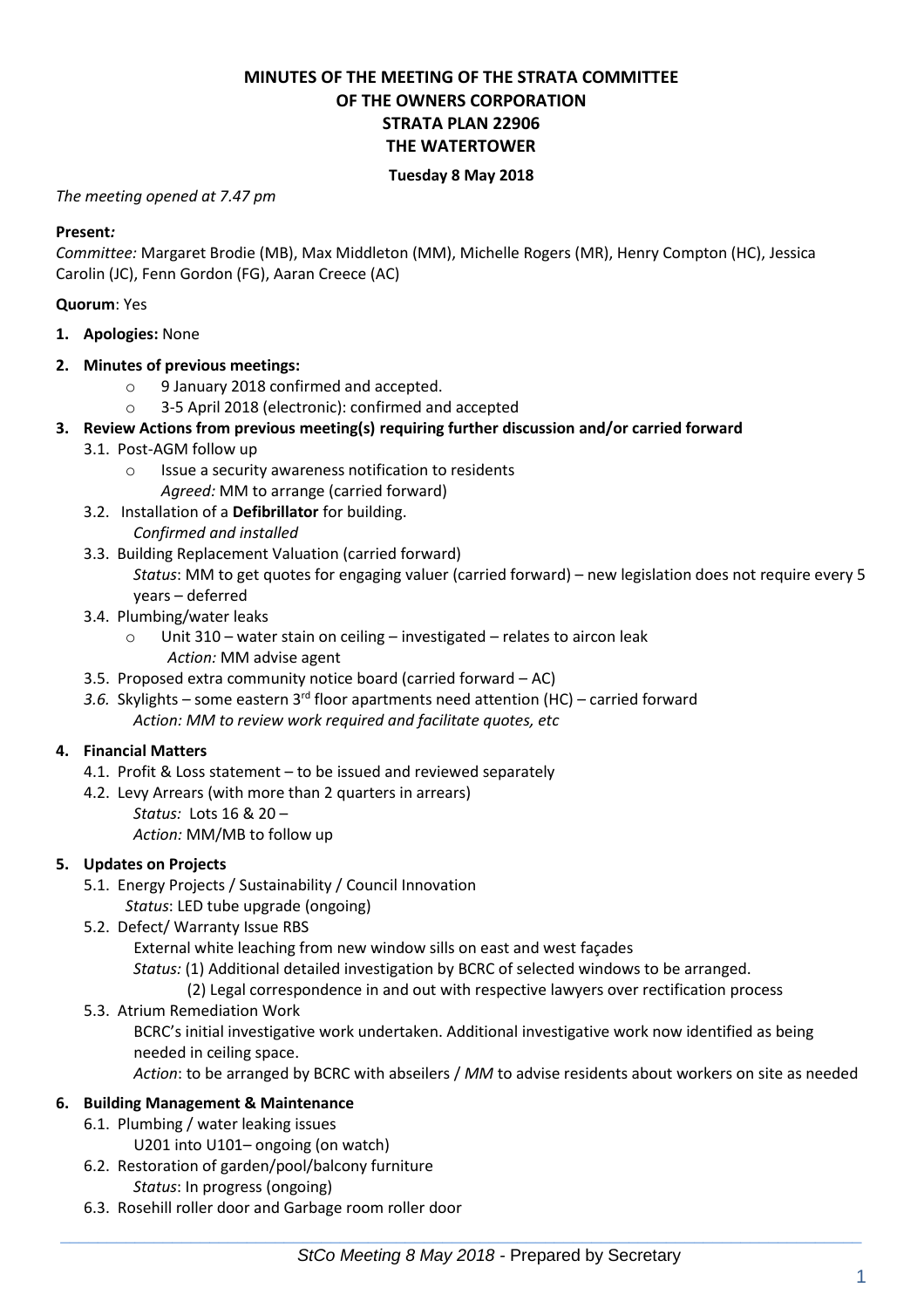**MINUTES OF THE MEETING OF THE STRATA COMMITTEE**
**OF THE OWNERS CORPORATION**
**STRATA PLAN 22906**
**THE WATERTOWER**

**Tuesday 8 May 2018**

*The meeting opened at 7.47 pm*

**Present*:***
*Committee:* Margaret Brodie (MB), Max Middleton (MM), Michelle Rogers (MR), Henry Compton (HC), Jessica Carolin (JC), Fenn Gordon (FG), Aaran Creece (AC)

**Quorum**: Yes

1. **Apologies:** None

2. **Minutes of previous meetings:**
   - 9 January 2018 confirmed and accepted.
   - 3-5 April 2018 (electronic): confirmed and accepted

3. **Review Actions from previous meeting(s) requiring further discussion and/or carried forward**
   - 3.1. Post-AGM follow up
     - Issue a security awareness notification to residents
       *Agreed:* MM to arrange (carried forward)
   - 3.2. Installation of a **Defibrillator** for building.
     *Confirmed and installed*
   - 3.3. Building Replacement Valuation (carried forward)
     *Status*: MM to get quotes for engaging valuer (carried forward) – new legislation does not require every 5 years – deferred
   - 3.4. Plumbing/water leaks
     - Unit 310 – water stain on ceiling – investigated – relates to aircon leak
       *Action:* MM advise agent
   - 3.5. Proposed extra community notice board (carried forward – AC)
   - *3.6.* Skylights – some eastern 3rd floor apartments need attention (HC) – carried forward
     *Action: MM to review work required and facilitate quotes, etc*

4. **Financial Matters**
   - 4.1. Profit & Loss statement – to be issued and reviewed separately
   - 4.2. Levy Arrears (with more than 2 quarters in arrears)
     *Status:* Lots 16 & 20 –
     *Action:* MM/MB to follow up

5. **Updates on Projects**
   - 5.1. Energy Projects / Sustainability / Council Innovation
     *Status*: LED tube upgrade (ongoing)
   - 5.2. Defect/ Warranty Issue RBS
     External white leaching from new window sills on east and west façades
     *Status:* (1) Additional detailed investigation by BCRC of selected windows to be arranged.
     (2) Legal correspondence in and out with respective lawyers over rectification process
   - 5.3. Atrium Remediation Work
     BCRC's initial investigative work undertaken. Additional investigative work now identified as being needed in ceiling space.
     *Action*: to be arranged by BCRC with abseilers / *MM* to advise residents about workers on site as needed

6. **Building Management & Maintenance**
   - 6.1. Plumbing / water leaking issues
     U201 into U101– ongoing (on watch)
   - 6.2. Restoration of garden/pool/balcony furniture
     *Status*: In progress (ongoing)
   - 6.3. Rosehill roller door and Garbage room roller door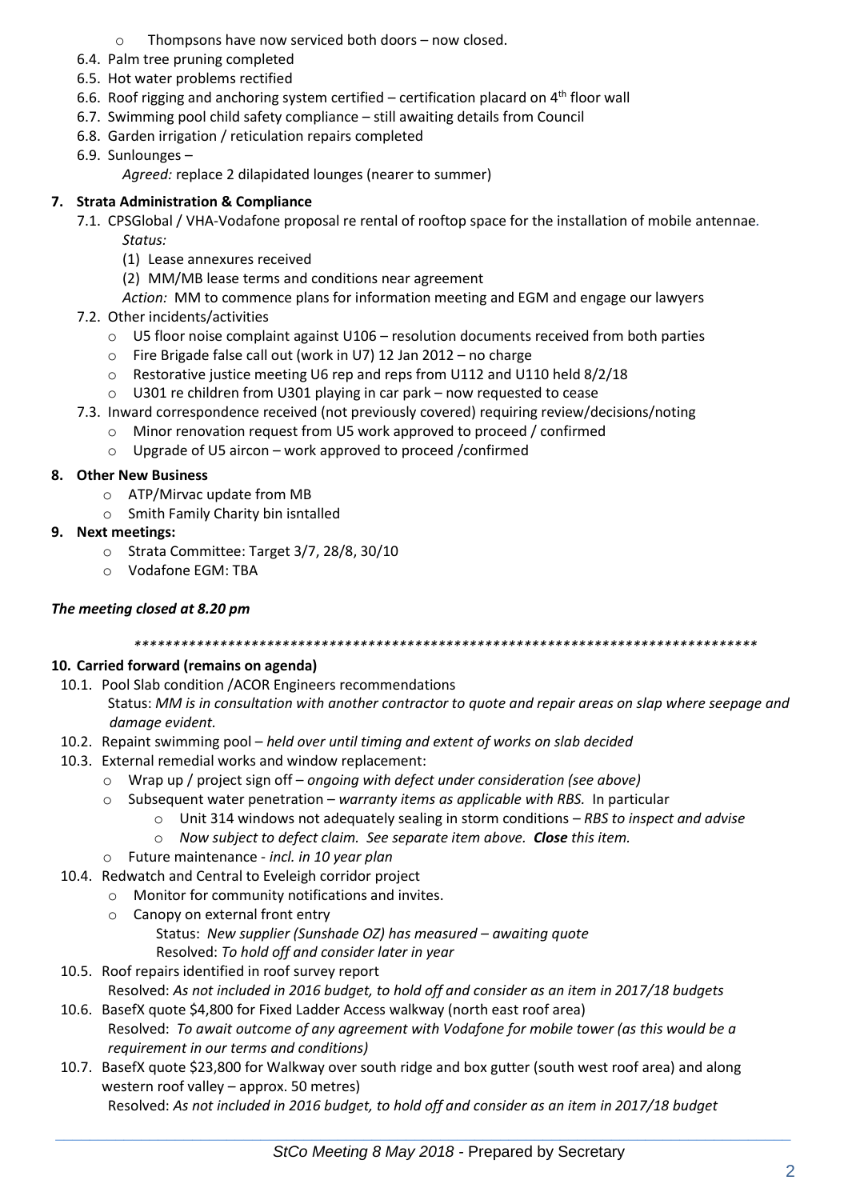- Thompsons have now serviced both doors – now closed.

6.4. Palm tree pruning completed

6.5. Hot water problems rectified

6.6. Roof rigging and anchoring system certified – certification placard on 4th floor wall

6.7. Swimming pool child safety compliance – still awaiting details from Council

6.8. Garden irrigation / reticulation repairs completed

6.9. Sunlounges –

*Agreed:* replace 2 dilapidated lounges (nearer to summer)

**7. Strata Administration & Compliance**

7.1. CPSGlobal / VHA-Vodafone proposal re rental of rooftop space for the installation of mobile antennae.

*Status:*

(1) Lease annexures received

(2) MM/MB lease terms and conditions near agreement

*Action:* MM to commence plans for information meeting and EGM and engage our lawyers

7.2. Other incidents/activities

- U5 floor noise complaint against U106 – resolution documents received from both parties
- Fire Brigade false call out (work in U7) 12 Jan 2012 – no charge
- Restorative justice meeting U6 rep and reps from U112 and U110 held 8/2/18
- U301 re children from U301 playing in car park – now requested to cease

7.3. Inward correspondence received (not previously covered) requiring review/decisions/noting

- Minor renovation request from U5 work approved to proceed / confirmed
- Upgrade of U5 aircon – work approved to proceed /confirmed

**8. Other New Business**

- ATP/Mirvac update from MB
- Smith Family Charity bin isntalled

**9. Next meetings:**

- Strata Committee: Target 3/7, 28/8, 30/10
- Vodafone EGM: TBA

***The meeting closed at 8.20 pm***

*******************************************************************************

**10. Carried forward (remains on agenda)**

10.1. Pool Slab condition /ACOR Engineers recommendations

Status: *MM is in consultation with another contractor to quote and repair areas on slap where seepage and damage evident.*

10.2. Repaint swimming pool – *held over until timing and extent of works on slab decided*

10.3. External remedial works and window replacement:

- Wrap up / project sign off – *ongoing with defect under consideration (see above)*
- Subsequent water penetration – *warranty items as applicable with RBS.* In particular
  - Unit 314 windows not adequately sealing in storm conditions – *RBS to inspect and advise*
  - *Now subject to defect claim. See separate item above.* ***Close*** *this item.*
- Future maintenance - *incl. in 10 year plan*

10.4. Redwatch and Central to Eveleigh corridor project

- Monitor for community notifications and invites.
- Canopy on external front entry

  Status: *New supplier (Sunshade OZ) has measured – awaiting quote*

  Resolved: *To hold off and consider later in year*

10.5. Roof repairs identified in roof survey report

Resolved: *As not included in 2016 budget, to hold off and consider as an item in 2017/18 budgets*

10.6. BasefX quote $4,800 for Fixed Ladder Access walkway (north east roof area)

Resolved: *To await outcome of any agreement with Vodafone for mobile tower (as this would be a requirement in our terms and conditions)*

10.7. BasefX quote $23,800 for Walkway over south ridge and box gutter (south west roof area) and along western roof valley – approx. 50 metres)

Resolved: *As not included in 2016 budget, to hold off and consider as an item in 2017/18 budget*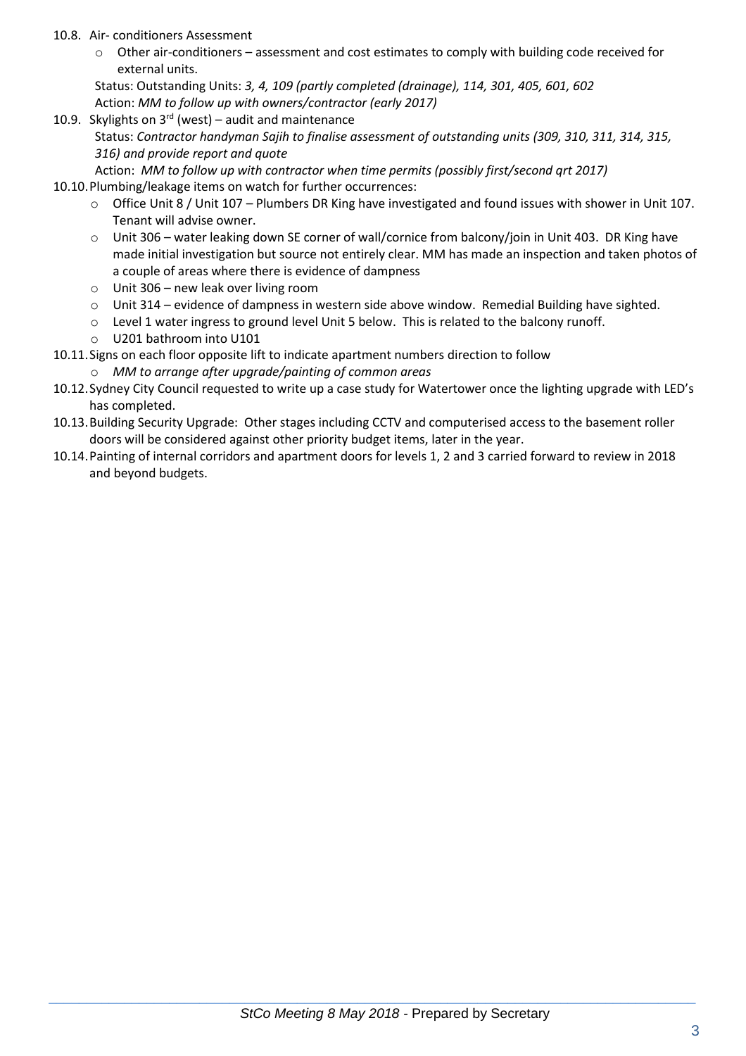10.8. Air- conditioners Assessment

- Other air-conditioners – assessment and cost estimates to comply with building code received for external units.

Status: Outstanding Units: *3, 4, 109 (partly completed (drainage), 114, 301, 405, 601, 602*

Action: *MM to follow up with owners/contractor (early 2017)*

10.9. Skylights on 3rd (west) – audit and maintenance

Status: *Contractor handyman Sajih to finalise assessment of outstanding units (309, 310, 311, 314, 315, 316) and provide report and quote*

Action: *MM to follow up with contractor when time permits (possibly first/second qrt 2017)*

10.10. Plumbing/leakage items on watch for further occurrences:

- Office Unit 8 / Unit 107 – Plumbers DR King have investigated and found issues with shower in Unit 107. Tenant will advise owner.
- Unit 306 – water leaking down SE corner of wall/cornice from balcony/join in Unit 403. DR King have made initial investigation but source not entirely clear. MM has made an inspection and taken photos of a couple of areas where there is evidence of dampness
- Unit 306 – new leak over living room
- Unit 314 – evidence of dampness in western side above window. Remedial Building have sighted.
- Level 1 water ingress to ground level Unit 5 below. This is related to the balcony runoff.
- U201 bathroom into U101

10.11. Signs on each floor opposite lift to indicate apartment numbers direction to follow

- *MM to arrange after upgrade/painting of common areas*

10.12. Sydney City Council requested to write up a case study for Watertower once the lighting upgrade with LED's has completed.

10.13. Building Security Upgrade: Other stages including CCTV and computerised access to the basement roller doors will be considered against other priority budget items, later in the year.

10.14. Painting of internal corridors and apartment doors for levels 1, 2 and 3 carried forward to review in 2018 and beyond budgets.